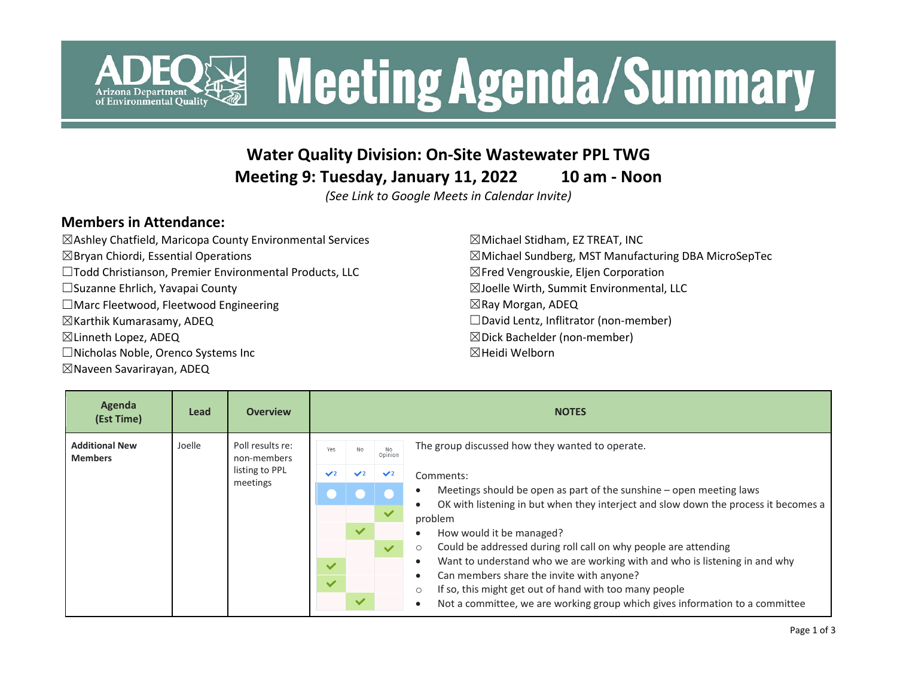# Meeting Agenda/Summary

## Water Quality Division: On-Site Wastewater PPL TWG

## Meeting 9: Tuesday, January 11, 2022 10 am - Noon

*(See Link to Google Meets in Calendar Invite)*

## Members in Attendance:

☒Ashley Chatfield, Maricopa County Environmental Services
☒Bryan Chiordi, Essential Operations
☐Todd Christianson, Premier Environmental Products, LLC
☐Suzanne Ehrlich, Yavapai County
☐Marc Fleetwood, Fleetwood Engineering
☒Karthik Kumarasamy, ADEQ
☒Linneth Lopez, ADEQ
☐Nicholas Noble, Orenco Systems Inc
☒Naveen Savarirayan, ADEQ
☒Michael Stidham, EZ TREAT, INC
☒Michael Sundberg, MST Manufacturing DBA MicroSepTec
☒Fred Vengrouskie, Eljen Corporation
☒Joelle Wirth, Summit Environmental, LLC
☒Ray Morgan, ADEQ
☐David Lentz, Inflitrator (non-member)
☒Dick Bachelder (non-member)
☒Heidi Welborn

| Agenda (Est Time) | Lead | Overview | NOTES |
|---|---|---|---|
| **Additional New Members** | Joelle | Poll results re: non-members listing to PPL meetings | Poll: Yes ✓2, No ✓2, No Opinion ✓2<br><br>The group discussed how they wanted to operate.<br><br>Comments:<br>• Meetings should be open as part of the sunshine – open meeting laws<br>• OK with listening in but when they interject and slow down the process it becomes a problem<br>• How would it be managed?<br>○ Could be addressed during roll call on why people are attending<br>• Want to understand who we are working with and who is listening in and why<br>• Can members share the invite with anyone?<br>○ If so, this might get out of hand with too many people<br>• Not a committee, we are working group which gives information to a committee |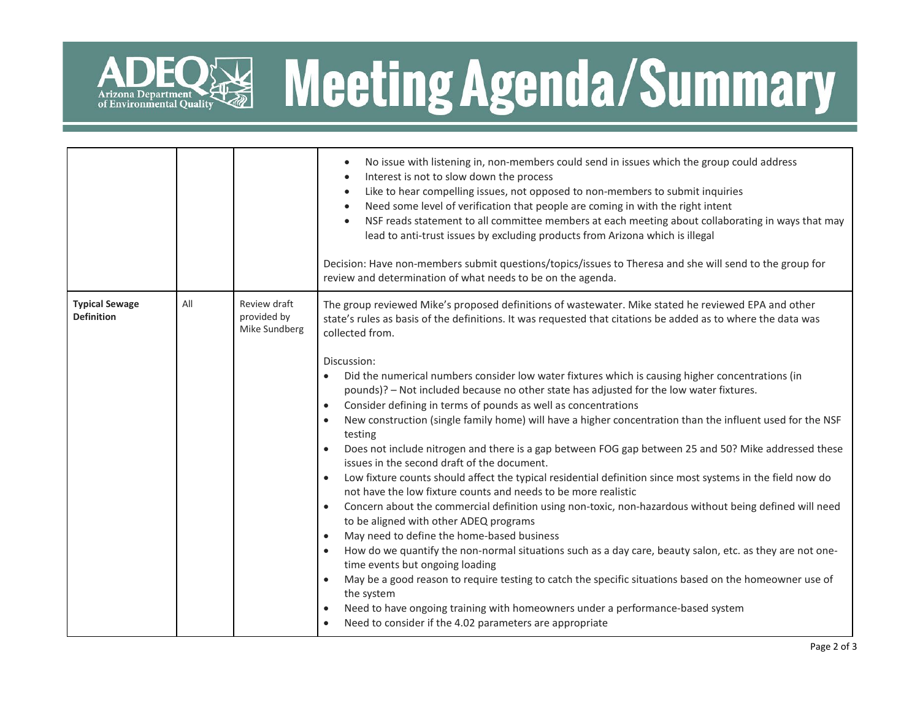| | | | |
|---|---|---|---|
| | | | • No issue with listening in, non-members could send in issues which the group could address<br>• Interest is not to slow down the process<br>• Like to hear compelling issues, not opposed to non-members to submit inquiries<br>• Need some level of verification that people are coming in with the right intent<br>• NSF reads statement to all committee members at each meeting about collaborating in ways that may lead to anti-trust issues by excluding products from Arizona which is illegal<br><br>Decision: Have non-members submit questions/topics/issues to Theresa and she will send to the group for review and determination of what needs to be on the agenda. |
| **Typical Sewage Definition** | All | Review draft provided by Mike Sundberg | The group reviewed Mike's proposed definitions of wastewater. Mike stated he reviewed EPA and other state's rules as basis of the definitions. It was requested that citations be added as to where the data was collected from.<br><br>Discussion:<br>• Did the numerical numbers consider low water fixtures which is causing higher concentrations (in pounds)? – Not included because no other state has adjusted for the low water fixtures.<br>• Consider defining in terms of pounds as well as concentrations<br>• New construction (single family home) will have a higher concentration than the influent used for the NSF testing<br>• Does not include nitrogen and there is a gap between FOG gap between 25 and 50? Mike addressed these issues in the second draft of the document.<br>• Low fixture counts should affect the typical residential definition since most systems in the field now do not have the low fixture counts and needs to be more realistic<br>• Concern about the commercial definition using non-toxic, non-hazardous without being defined will need to be aligned with other ADEQ programs<br>• May need to define the home-based business<br>• How do we quantify the non-normal situations such as a day care, beauty salon, etc. as they are not one-time events but ongoing loading<br>• May be a good reason to require testing to catch the specific situations based on the homeowner use of the system<br>• Need to have ongoing training with homeowners under a performance-based system<br>• Need to consider if the 4.02 parameters are appropriate |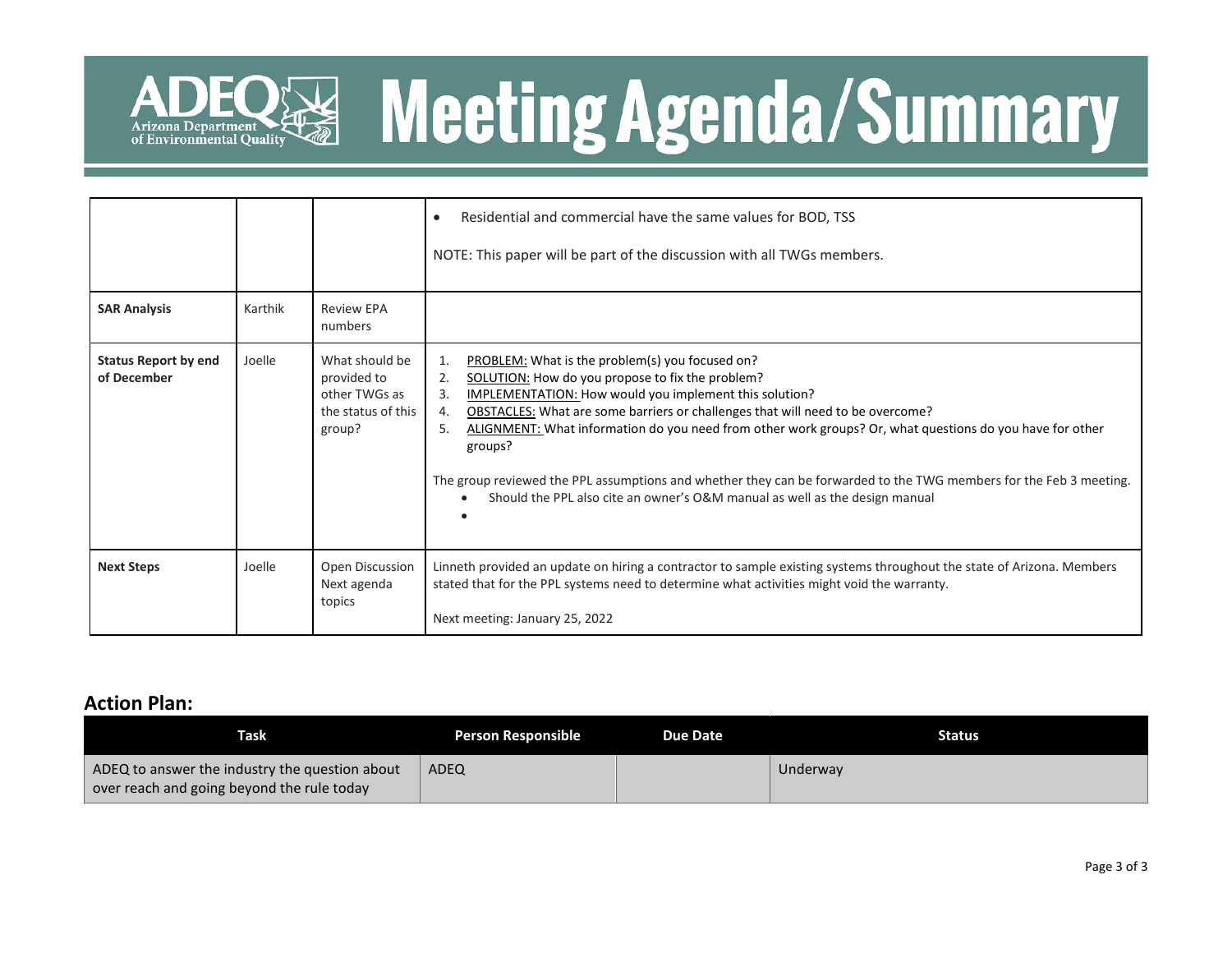| | | | |
|---|---|---|---|
| | | | • Residential and commercial have the same values for BOD, TSS<br><br>NOTE: This paper will be part of the discussion with all TWGs members. |
| **SAR Analysis** | Karthik | Review EPA numbers | |
| **Status Report by end of December** | Joelle | What should be provided to other TWGs as the status of this group? | 1. PROBLEM: What is the problem(s) you focused on?<br>2. SOLUTION: How do you propose to fix the problem?<br>3. IMPLEMENTATION: How would you implement this solution?<br>4. OBSTACLES: What are some barriers or challenges that will need to be overcome?<br>5. ALIGNMENT: What information do you need from other work groups? Or, what questions do you have for other groups?<br><br>The group reviewed the PPL assumptions and whether they can be forwarded to the TWG members for the Feb 3 meeting.<br>• Should the PPL also cite an owner's O&M manual as well as the design manual<br>• |
| **Next Steps** | Joelle | Open Discussion Next agenda topics | Linneth provided an update on hiring a contractor to sample existing systems throughout the state of Arizona. Members stated that for the PPL systems need to determine what activities might void the warranty.<br><br>Next meeting: January 25, 2022 |

## Action Plan:

| Task | Person Responsible | Due Date | Status |
|---|---|---|---|
| ADEQ to answer the industry the question about over reach and going beyond the rule today | ADEQ | | Underway |